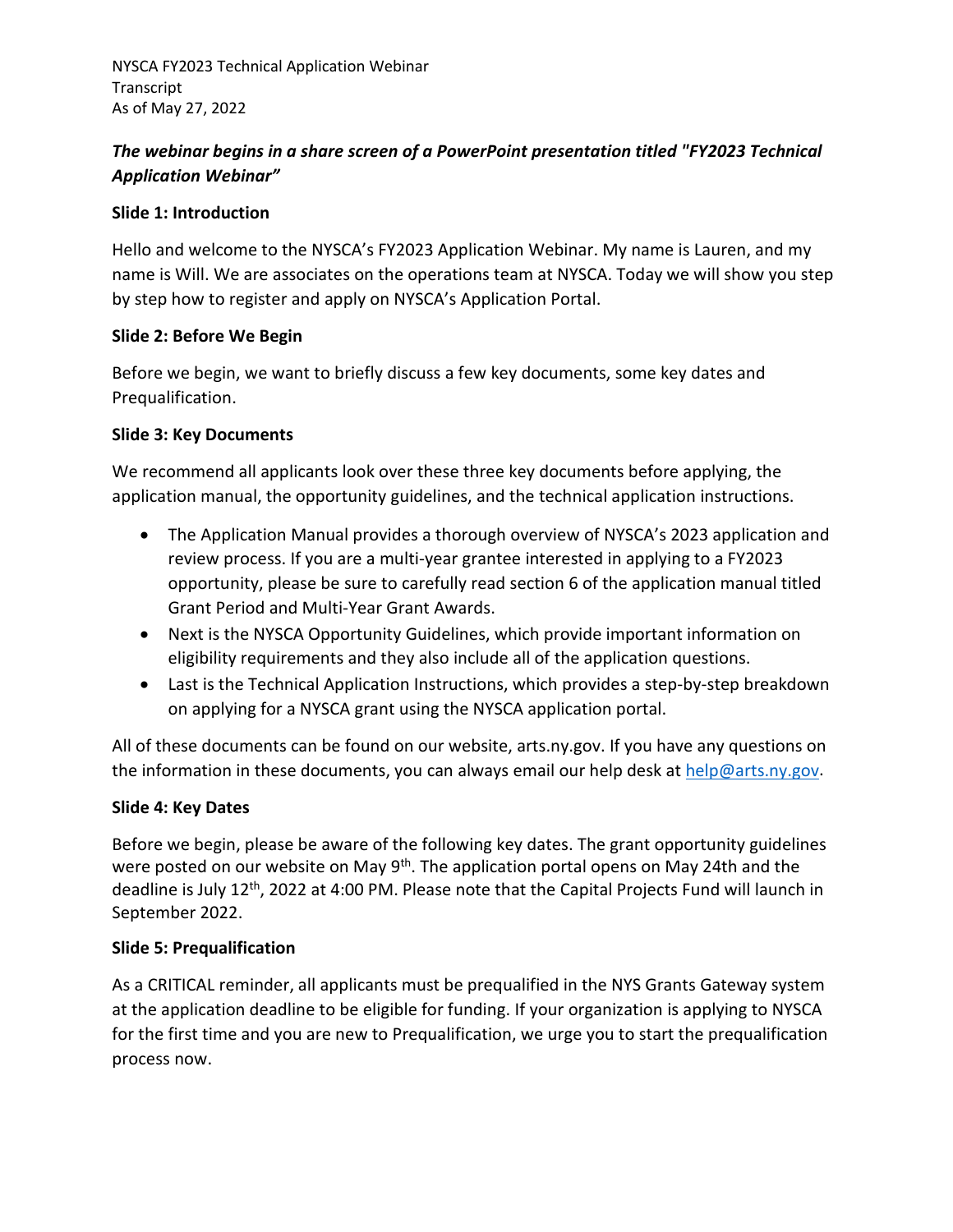NYSCA FY2023 Technical Application Webinar
Transcript
As of May 27, 2022

***The webinar begins in a share screen of a PowerPoint presentation titled "FY2023 Technical Application Webinar"***

**Slide 1: Introduction**

Hello and welcome to the NYSCA's FY2023 Application Webinar. My name is Lauren, and my name is Will. We are associates on the operations team at NYSCA. Today we will show you step by step how to register and apply on NYSCA's Application Portal.

**Slide 2: Before We Begin**

Before we begin, we want to briefly discuss a few key documents, some key dates and Prequalification.

**Slide 3: Key Documents**

We recommend all applicants look over these three key documents before applying, the application manual, the opportunity guidelines, and the technical application instructions.

- The Application Manual provides a thorough overview of NYSCA's 2023 application and review process. If you are a multi-year grantee interested in applying to a FY2023 opportunity, please be sure to carefully read section 6 of the application manual titled Grant Period and Multi-Year Grant Awards.
- Next is the NYSCA Opportunity Guidelines, which provide important information on eligibility requirements and they also include all of the application questions.
- Last is the Technical Application Instructions, which provides a step-by-step breakdown on applying for a NYSCA grant using the NYSCA application portal.

All of these documents can be found on our website, arts.ny.gov. If you have any questions on the information in these documents, you can always email our help desk at help@arts.ny.gov.

**Slide 4: Key Dates**

Before we begin, please be aware of the following key dates. The grant opportunity guidelines were posted on our website on May 9th. The application portal opens on May 24th and the deadline is July 12th, 2022 at 4:00 PM. Please note that the Capital Projects Fund will launch in September 2022.

**Slide 5: Prequalification**

As a CRITICAL reminder, all applicants must be prequalified in the NYS Grants Gateway system at the application deadline to be eligible for funding. If your organization is applying to NYSCA for the first time and you are new to Prequalification, we urge you to start the prequalification process now.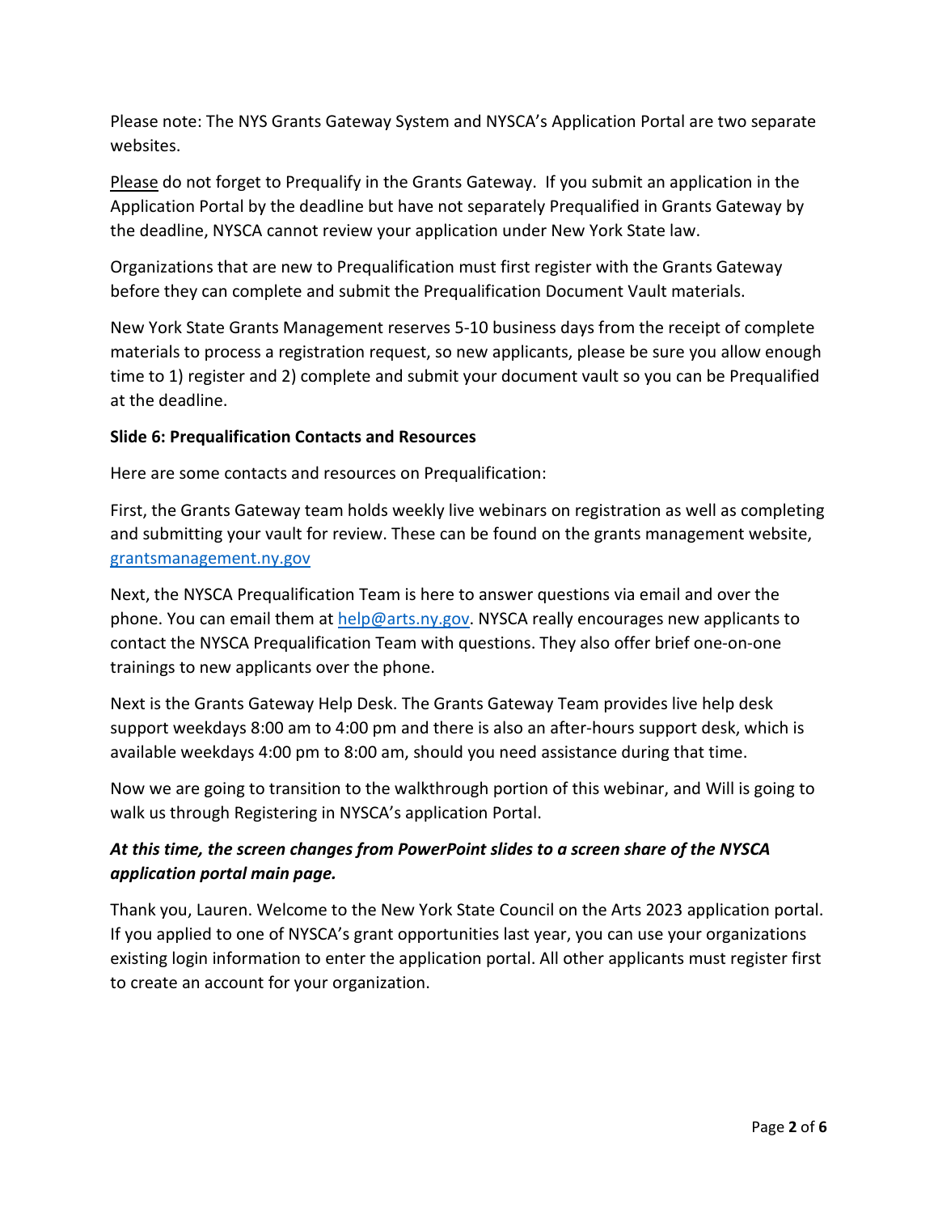Please note: The NYS Grants Gateway System and NYSCA's Application Portal are two separate websites.

Please do not forget to Prequalify in the Grants Gateway. If you submit an application in the Application Portal by the deadline but have not separately Prequalified in Grants Gateway by the deadline, NYSCA cannot review your application under New York State law.

Organizations that are new to Prequalification must first register with the Grants Gateway before they can complete and submit the Prequalification Document Vault materials.

New York State Grants Management reserves 5-10 business days from the receipt of complete materials to process a registration request, so new applicants, please be sure you allow enough time to 1) register and 2) complete and submit your document vault so you can be Prequalified at the deadline.

**Slide 6: Prequalification Contacts and Resources**

Here are some contacts and resources on Prequalification:

First, the Grants Gateway team holds weekly live webinars on registration as well as completing and submitting your vault for review. These can be found on the grants management website, [grantsmanagement.ny.gov](grantsmanagement.ny.gov)

Next, the NYSCA Prequalification Team is here to answer questions via email and over the phone. You can email them at [help@arts.ny.gov](mailto:help@arts.ny.gov). NYSCA really encourages new applicants to contact the NYSCA Prequalification Team with questions. They also offer brief one-on-one trainings to new applicants over the phone.

Next is the Grants Gateway Help Desk. The Grants Gateway Team provides live help desk support weekdays 8:00 am to 4:00 pm and there is also an after-hours support desk, which is available weekdays 4:00 pm to 8:00 am, should you need assistance during that time.

Now we are going to transition to the walkthrough portion of this webinar, and Will is going to walk us through Registering in NYSCA's application Portal.

***At this time, the screen changes from PowerPoint slides to a screen share of the NYSCA application portal main page.***

Thank you, Lauren. Welcome to the New York State Council on the Arts 2023 application portal. If you applied to one of NYSCA's grant opportunities last year, you can use your organizations existing login information to enter the application portal. All other applicants must register first to create an account for your organization.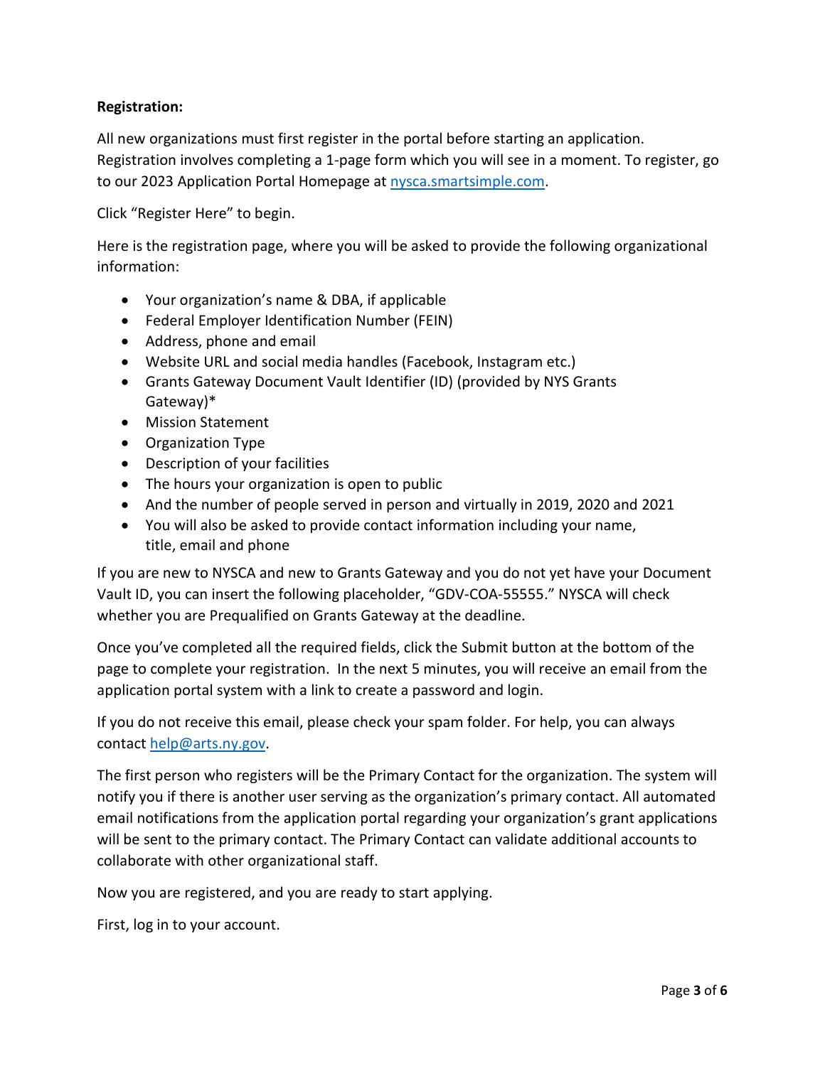**Registration:**

All new organizations must first register in the portal before starting an application. Registration involves completing a 1-page form which you will see in a moment. To register, go to our 2023 Application Portal Homepage at [nysca.smartsimple.com](nysca.smartsimple.com).

Click "Register Here" to begin.

Here is the registration page, where you will be asked to provide the following organizational information:

- Your organization's name & DBA, if applicable
- Federal Employer Identification Number (FEIN)
- Address, phone and email
- Website URL and social media handles (Facebook, Instagram etc.)
- Grants Gateway Document Vault Identifier (ID) (provided by NYS Grants Gateway)*
- Mission Statement
- Organization Type
- Description of your facilities
- The hours your organization is open to public
- And the number of people served in person and virtually in 2019, 2020 and 2021
- You will also be asked to provide contact information including your name, title, email and phone

If you are new to NYSCA and new to Grants Gateway and you do not yet have your Document Vault ID, you can insert the following placeholder, "GDV-COA-55555." NYSCA will check whether you are Prequalified on Grants Gateway at the deadline.

Once you've completed all the required fields, click the Submit button at the bottom of the page to complete your registration. In the next 5 minutes, you will receive an email from the application portal system with a link to create a password and login.

If you do not receive this email, please check your spam folder. For help, you can always contact [help@arts.ny.gov](mailto:help@arts.ny.gov).

The first person who registers will be the Primary Contact for the organization. The system will notify you if there is another user serving as the organization's primary contact. All automated email notifications from the application portal regarding your organization's grant applications will be sent to the primary contact. The Primary Contact can validate additional accounts to collaborate with other organizational staff.

Now you are registered, and you are ready to start applying.

First, log in to your account.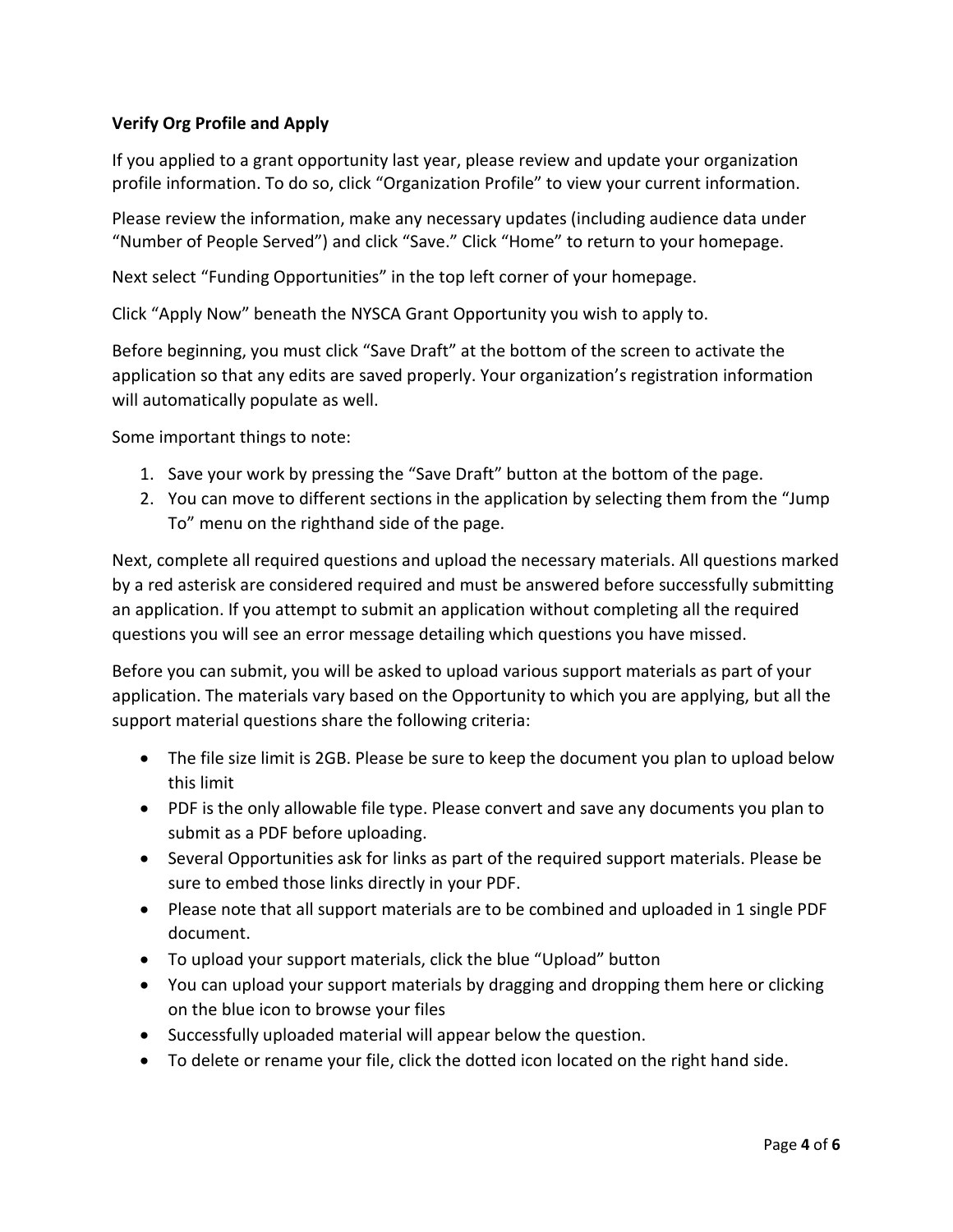**Verify Org Profile and Apply**

If you applied to a grant opportunity last year, please review and update your organization profile information. To do so, click “Organization Profile” to view your current information.

Please review the information, make any necessary updates (including audience data under “Number of People Served”) and click “Save.” Click “Home” to return to your homepage.

Next select “Funding Opportunities” in the top left corner of your homepage.

Click “Apply Now” beneath the NYSCA Grant Opportunity you wish to apply to.

Before beginning, you must click “Save Draft” at the bottom of the screen to activate the application so that any edits are saved properly. Your organization’s registration information will automatically populate as well.

Some important things to note:

1. Save your work by pressing the “Save Draft” button at the bottom of the page.
2. You can move to different sections in the application by selecting them from the “Jump To” menu on the righthand side of the page.

Next, complete all required questions and upload the necessary materials. All questions marked by a red asterisk are considered required and must be answered before successfully submitting an application. If you attempt to submit an application without completing all the required questions you will see an error message detailing which questions you have missed.

Before you can submit, you will be asked to upload various support materials as part of your application. The materials vary based on the Opportunity to which you are applying, but all the support material questions share the following criteria:

- The file size limit is 2GB. Please be sure to keep the document you plan to upload below this limit
- PDF is the only allowable file type. Please convert and save any documents you plan to submit as a PDF before uploading.
- Several Opportunities ask for links as part of the required support materials. Please be sure to embed those links directly in your PDF.
- Please note that all support materials are to be combined and uploaded in 1 single PDF document.
- To upload your support materials, click the blue “Upload” button
- You can upload your support materials by dragging and dropping them here or clicking on the blue icon to browse your files
- Successfully uploaded material will appear below the question.
- To delete or rename your file, click the dotted icon located on the right hand side.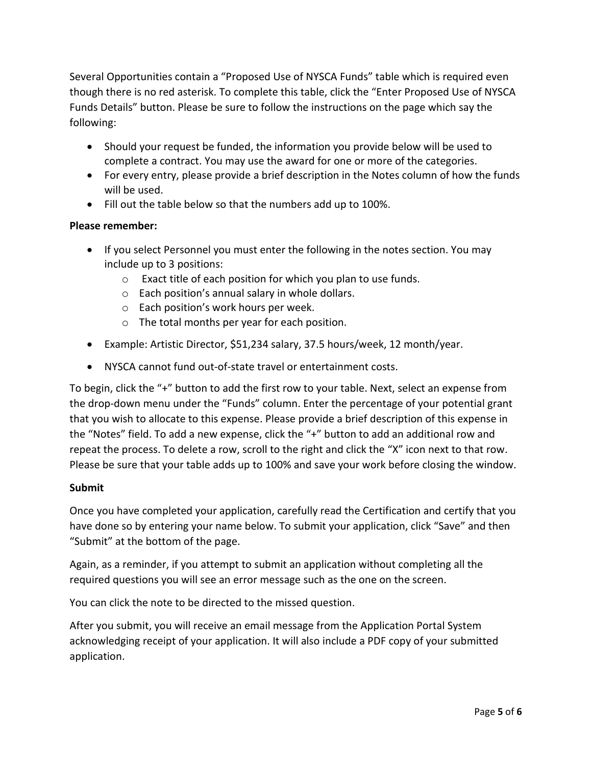Several Opportunities contain a “Proposed Use of NYSCA Funds” table which is required even though there is no red asterisk. To complete this table, click the “Enter Proposed Use of NYSCA Funds Details” button. Please be sure to follow the instructions on the page which say the following:

- Should your request be funded, the information you provide below will be used to complete a contract. You may use the award for one or more of the categories.
- For every entry, please provide a brief description in the Notes column of how the funds will be used.
- Fill out the table below so that the numbers add up to 100%.

**Please remember:**

- If you select Personnel you must enter the following in the notes section. You may include up to 3 positions:
  - Exact title of each position for which you plan to use funds.
  - Each position’s annual salary in whole dollars.
  - Each position’s work hours per week.
  - The total months per year for each position.
- Example: Artistic Director, $51,234 salary, 37.5 hours/week, 12 month/year.
- NYSCA cannot fund out-of-state travel or entertainment costs.

To begin, click the “+” button to add the first row to your table. Next, select an expense from the drop-down menu under the “Funds” column. Enter the percentage of your potential grant that you wish to allocate to this expense. Please provide a brief description of this expense in the “Notes” field. To add a new expense, click the “+” button to add an additional row and repeat the process. To delete a row, scroll to the right and click the “X” icon next to that row. Please be sure that your table adds up to 100% and save your work before closing the window.

**Submit**

Once you have completed your application, carefully read the Certification and certify that you have done so by entering your name below. To submit your application, click “Save” and then “Submit” at the bottom of the page.

Again, as a reminder, if you attempt to submit an application without completing all the required questions you will see an error message such as the one on the screen.

You can click the note to be directed to the missed question.

After you submit, you will receive an email message from the Application Portal System acknowledging receipt of your application. It will also include a PDF copy of your submitted application.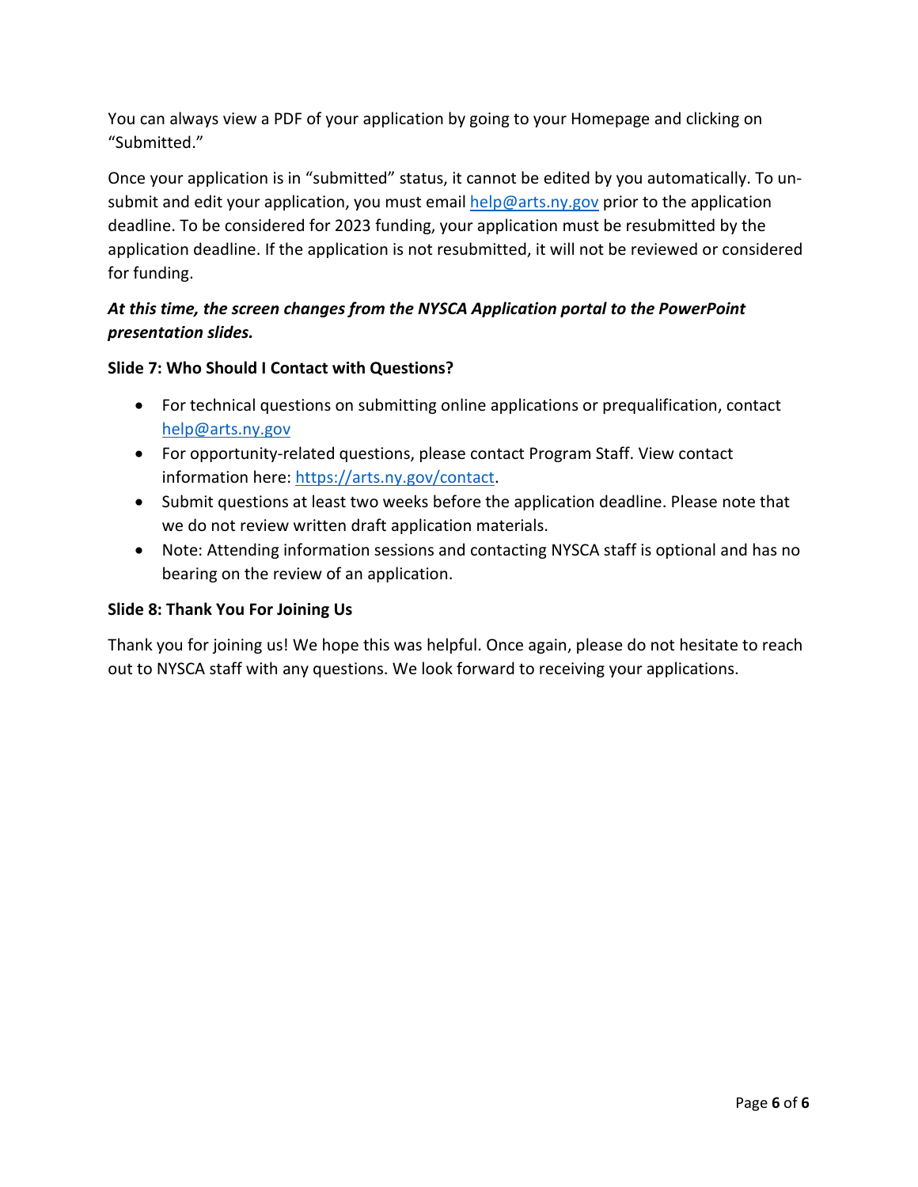You can always view a PDF of your application by going to your Homepage and clicking on "Submitted."

Once your application is in "submitted" status, it cannot be edited by you automatically. To un-submit and edit your application, you must email help@arts.ny.gov prior to the application deadline. To be considered for 2023 funding, your application must be resubmitted by the application deadline. If the application is not resubmitted, it will not be reviewed or considered for funding.

***At this time, the screen changes from the NYSCA Application portal to the PowerPoint presentation slides.***

**Slide 7: Who Should I Contact with Questions?**

- For technical questions on submitting online applications or prequalification, contact help@arts.ny.gov
- For opportunity-related questions, please contact Program Staff. View contact information here: https://arts.ny.gov/contact.
- Submit questions at least two weeks before the application deadline. Please note that we do not review written draft application materials.
- Note: Attending information sessions and contacting NYSCA staff is optional and has no bearing on the review of an application.

**Slide 8: Thank You For Joining Us**

Thank you for joining us! We hope this was helpful. Once again, please do not hesitate to reach out to NYSCA staff with any questions. We look forward to receiving your applications.